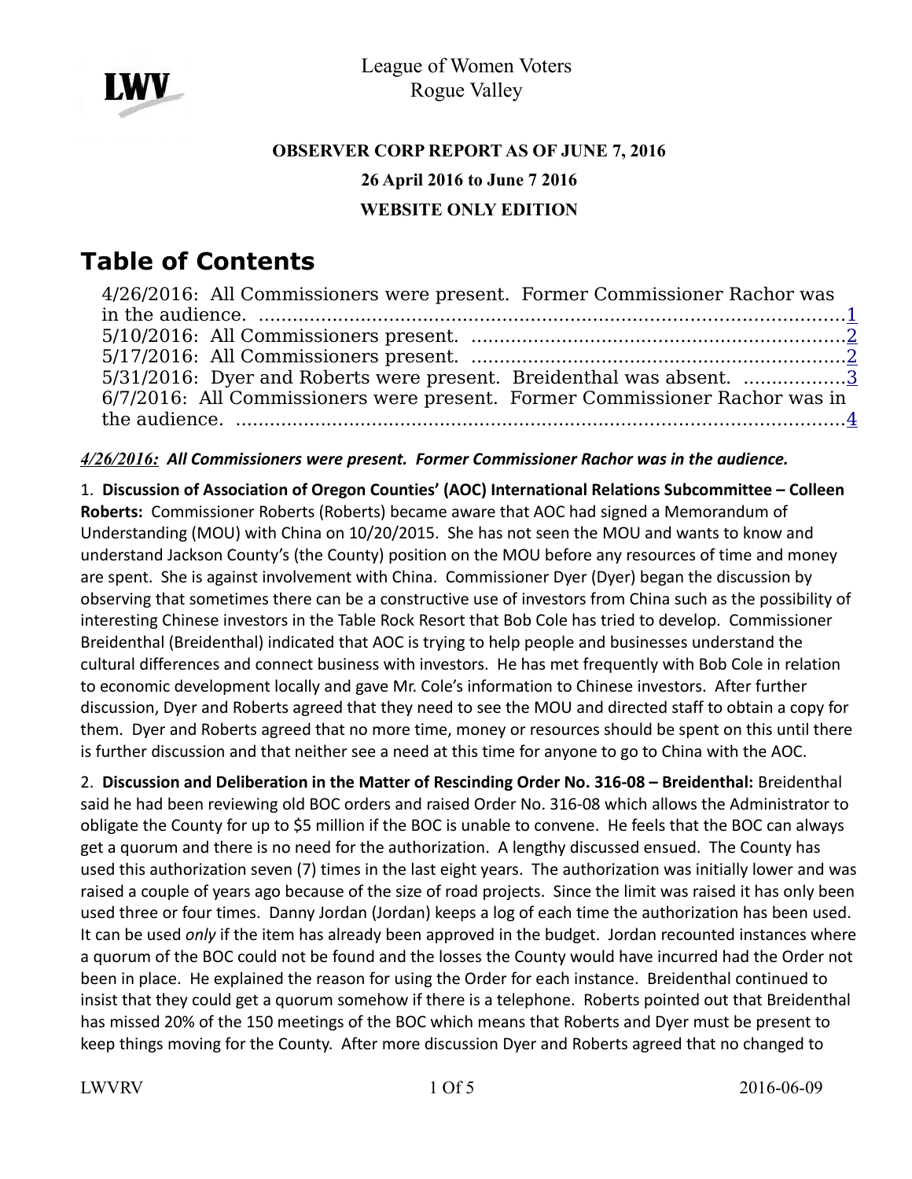League of Women Voters
Rogue Valley

**OBSERVER CORP REPORT AS OF JUNE 7, 2016**

**26 April 2016 to June 7 2016**

**WEBSITE ONLY EDITION**

# Table of Contents

4/26/2016: All Commissioners were present. Former Commissioner Rachor was in the audience. ........................................................................................1
5/10/2016: All Commissioners present. .................................................................2
5/17/2016: All Commissioners present. .................................................................2
5/31/2016: Dyer and Roberts were present. Breidenthal was absent. ..................3
6/7/2016: All Commissioners were present. Former Commissioner Rachor was in the audience. ...............................................................................................4

***4/26/2016:*** ***All Commissioners were present. Former Commissioner Rachor was in the audience.***

1. **Discussion of Association of Oregon Counties' (AOC) International Relations Subcommittee – Colleen Roberts:** Commissioner Roberts (Roberts) became aware that AOC had signed a Memorandum of Understanding (MOU) with China on 10/20/2015. She has not seen the MOU and wants to know and understand Jackson County's (the County) position on the MOU before any resources of time and money are spent. She is against involvement with China. Commissioner Dyer (Dyer) began the discussion by observing that sometimes there can be a constructive use of investors from China such as the possibility of interesting Chinese investors in the Table Rock Resort that Bob Cole has tried to develop. Commissioner Breidenthal (Breidenthal) indicated that AOC is trying to help people and businesses understand the cultural differences and connect business with investors. He has met frequently with Bob Cole in relation to economic development locally and gave Mr. Cole's information to Chinese investors. After further discussion, Dyer and Roberts agreed that they need to see the MOU and directed staff to obtain a copy for them. Dyer and Roberts agreed that no more time, money or resources should be spent on this until there is further discussion and that neither see a need at this time for anyone to go to China with the AOC.

2. **Discussion and Deliberation in the Matter of Rescinding Order No. 316-08 – Breidenthal:** Breidenthal said he had been reviewing old BOC orders and raised Order No. 316-08 which allows the Administrator to obligate the County for up to $5 million if the BOC is unable to convene. He feels that the BOC can always get a quorum and there is no need for the authorization. A lengthy discussed ensued. The County has used this authorization seven (7) times in the last eight years. The authorization was initially lower and was raised a couple of years ago because of the size of road projects. Since the limit was raised it has only been used three or four times. Danny Jordan (Jordan) keeps a log of each time the authorization has been used. It can be used *only* if the item has already been approved in the budget. Jordan recounted instances where a quorum of the BOC could not be found and the losses the County would have incurred had the Order not been in place. He explained the reason for using the Order for each instance. Breidenthal continued to insist that they could get a quorum somehow if there is a telephone. Roberts pointed out that Breidenthal has missed 20% of the 150 meetings of the BOC which means that Roberts and Dyer must be present to keep things moving for the County. After more discussion Dyer and Roberts agreed that no changed to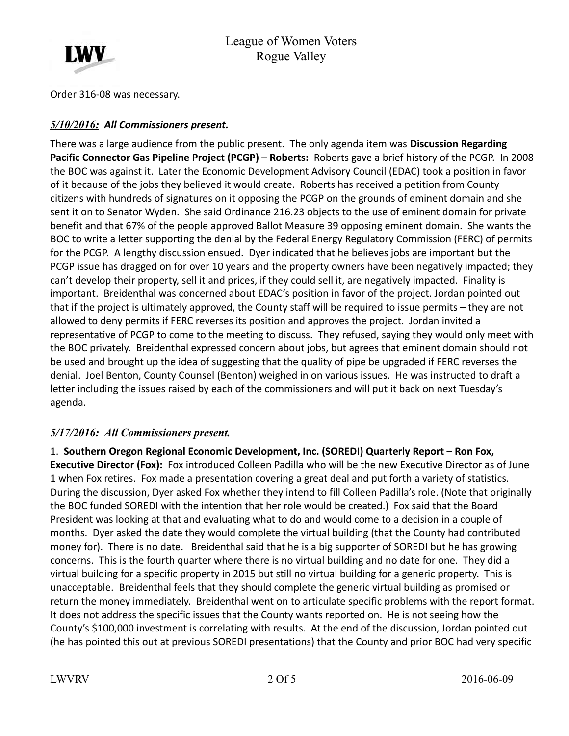Order 316-08 was necessary.

***5/10/2016:* All Commissioners present.**

There was a large audience from the public present. The only agenda item was **Discussion Regarding Pacific Connector Gas Pipeline Project (PCGP) – Roberts:** Roberts gave a brief history of the PCGP. In 2008 the BOC was against it. Later the Economic Development Advisory Council (EDAC) took a position in favor of it because of the jobs they believed it would create. Roberts has received a petition from County citizens with hundreds of signatures on it opposing the PCGP on the grounds of eminent domain and she sent it on to Senator Wyden. She said Ordinance 216.23 objects to the use of eminent domain for private benefit and that 67% of the people approved Ballot Measure 39 opposing eminent domain. She wants the BOC to write a letter supporting the denial by the Federal Energy Regulatory Commission (FERC) of permits for the PCGP. A lengthy discussion ensued. Dyer indicated that he believes jobs are important but the PCGP issue has dragged on for over 10 years and the property owners have been negatively impacted; they can't develop their property, sell it and prices, if they could sell it, are negatively impacted. Finality is important. Breidenthal was concerned about EDAC's position in favor of the project. Jordan pointed out that if the project is ultimately approved, the County staff will be required to issue permits – they are not allowed to deny permits if FERC reverses its position and approves the project. Jordan invited a representative of PCGP to come to the meeting to discuss. They refused, saying they would only meet with the BOC privately. Breidenthal expressed concern about jobs, but agrees that eminent domain should not be used and brought up the idea of suggesting that the quality of pipe be upgraded if FERC reverses the denial. Joel Benton, County Counsel (Benton) weighed in on various issues. He was instructed to draft a letter including the issues raised by each of the commissioners and will put it back on next Tuesday's agenda.

***5/17/2016: All Commissioners present.***

1. **Southern Oregon Regional Economic Development, Inc. (SOREDI) Quarterly Report – Ron Fox, Executive Director (Fox):** Fox introduced Colleen Padilla who will be the new Executive Director as of June 1 when Fox retires. Fox made a presentation covering a great deal and put forth a variety of statistics. During the discussion, Dyer asked Fox whether they intend to fill Colleen Padilla's role. (Note that originally the BOC funded SOREDI with the intention that her role would be created.) Fox said that the Board President was looking at that and evaluating what to do and would come to a decision in a couple of months. Dyer asked the date they would complete the virtual building (that the County had contributed money for). There is no date. Breidenthal said that he is a big supporter of SOREDI but he has growing concerns. This is the fourth quarter where there is no virtual building and no date for one. They did a virtual building for a specific property in 2015 but still no virtual building for a generic property. This is unacceptable. Breidenthal feels that they should complete the generic virtual building as promised or return the money immediately. Breidenthal went on to articulate specific problems with the report format. It does not address the specific issues that the County wants reported on. He is not seeing how the County's $100,000 investment is correlating with results. At the end of the discussion, Jordan pointed out (he has pointed this out at previous SOREDI presentations) that the County and prior BOC had very specific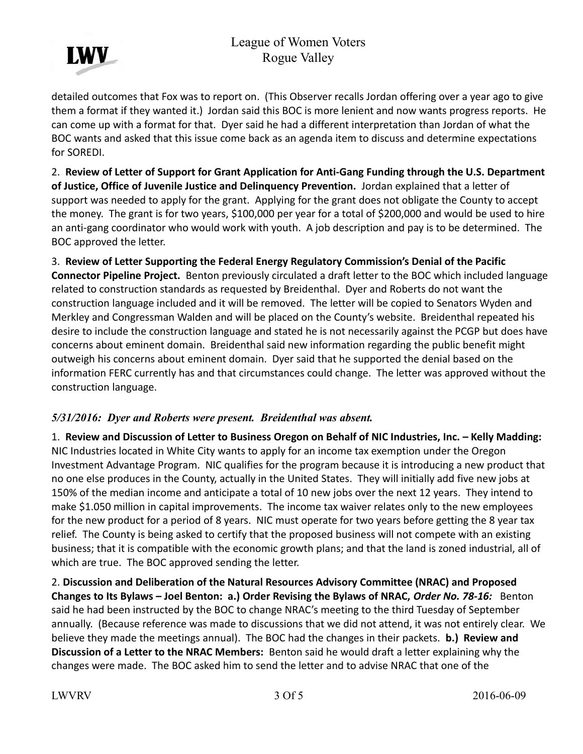detailed outcomes that Fox was to report on. (This Observer recalls Jordan offering over a year ago to give them a format if they wanted it.) Jordan said this BOC is more lenient and now wants progress reports. He can come up with a format for that. Dyer said he had a different interpretation than Jordan of what the BOC wants and asked that this issue come back as an agenda item to discuss and determine expectations for SOREDI.

2. **Review of Letter of Support for Grant Application for Anti-Gang Funding through the U.S. Department of Justice, Office of Juvenile Justice and Delinquency Prevention.** Jordan explained that a letter of support was needed to apply for the grant. Applying for the grant does not obligate the County to accept the money. The grant is for two years, $100,000 per year for a total of $200,000 and would be used to hire an anti-gang coordinator who would work with youth. A job description and pay is to be determined. The BOC approved the letter.

3. **Review of Letter Supporting the Federal Energy Regulatory Commission's Denial of the Pacific Connector Pipeline Project.** Benton previously circulated a draft letter to the BOC which included language related to construction standards as requested by Breidenthal. Dyer and Roberts do not want the construction language included and it will be removed. The letter will be copied to Senators Wyden and Merkley and Congressman Walden and will be placed on the County's website. Breidenthal repeated his desire to include the construction language and stated he is not necessarily against the PCGP but does have concerns about eminent domain. Breidenthal said new information regarding the public benefit might outweigh his concerns about eminent domain. Dyer said that he supported the denial based on the information FERC currently has and that circumstances could change. The letter was approved without the construction language.

***5/31/2016: Dyer and Roberts were present. Breidenthal was absent.***

1. **Review and Discussion of Letter to Business Oregon on Behalf of NIC Industries, Inc. – Kelly Madding:** NIC Industries located in White City wants to apply for an income tax exemption under the Oregon Investment Advantage Program. NIC qualifies for the program because it is introducing a new product that no one else produces in the County, actually in the United States. They will initially add five new jobs at 150% of the median income and anticipate a total of 10 new jobs over the next 12 years. They intend to make $1.050 million in capital improvements. The income tax waiver relates only to the new employees for the new product for a period of 8 years. NIC must operate for two years before getting the 8 year tax relief. The County is being asked to certify that the proposed business will not compete with an existing business; that it is compatible with the economic growth plans; and that the land is zoned industrial, all of which are true. The BOC approved sending the letter.

2. **Discussion and Deliberation of the Natural Resources Advisory Committee (NRAC) and Proposed Changes to Its Bylaws – Joel Benton: a.) Order Revising the Bylaws of NRAC, *Order No. 78-16:*** Benton said he had been instructed by the BOC to change NRAC's meeting to the third Tuesday of September annually. (Because reference was made to discussions that we did not attend, it was not entirely clear. We believe they made the meetings annual). The BOC had the changes in their packets. **b.) Review and Discussion of a Letter to the NRAC Members:** Benton said he would draft a letter explaining why the changes were made. The BOC asked him to send the letter and to advise NRAC that one of the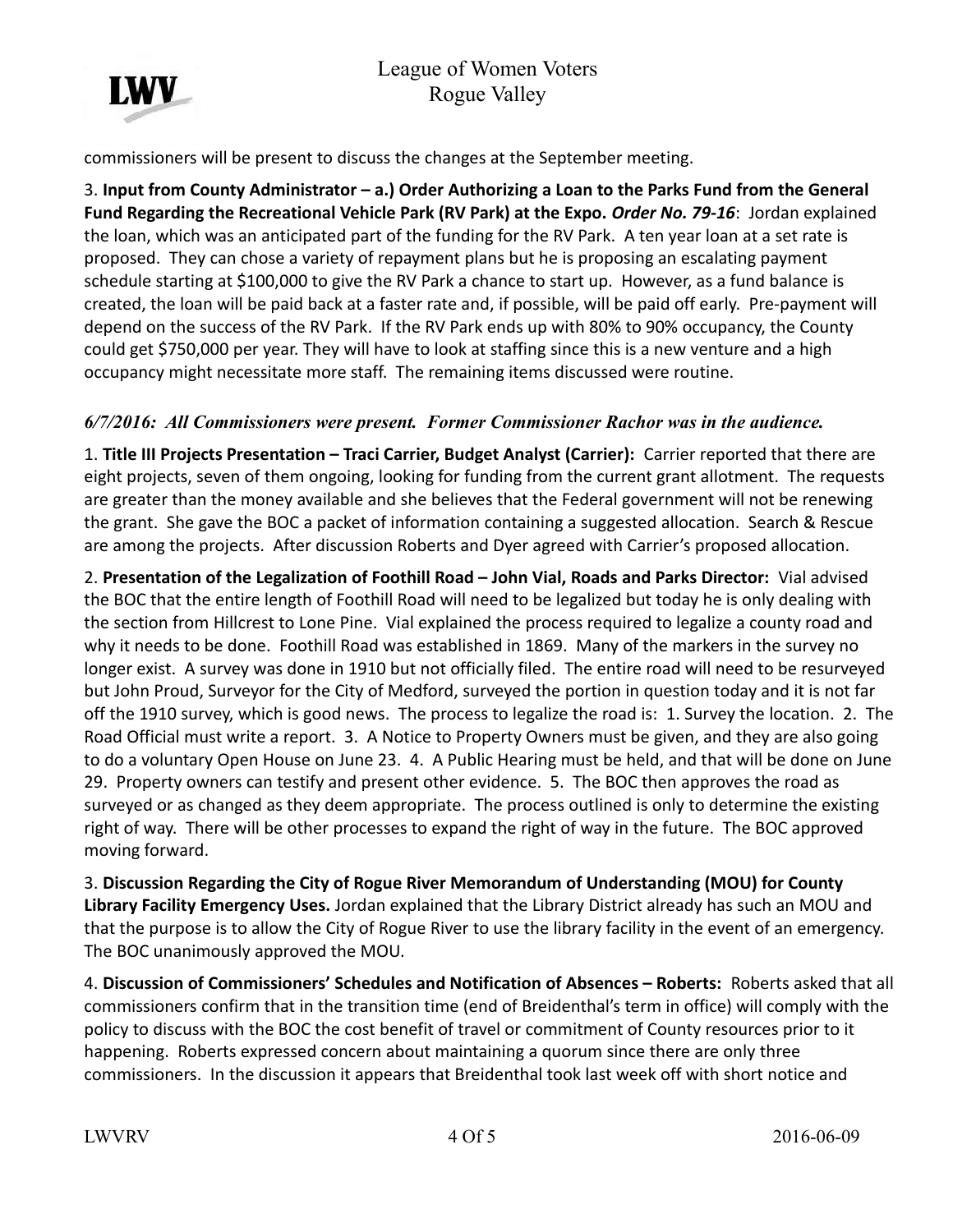commissioners will be present to discuss the changes at the September meeting.

3. **Input from County Administrator – a.) Order Authorizing a Loan to the Parks Fund from the General Fund Regarding the Recreational Vehicle Park (RV Park) at the Expo. *Order No. 79-16***: Jordan explained the loan, which was an anticipated part of the funding for the RV Park. A ten year loan at a set rate is proposed. They can chose a variety of repayment plans but he is proposing an escalating payment schedule starting at $100,000 to give the RV Park a chance to start up. However, as a fund balance is created, the loan will be paid back at a faster rate and, if possible, will be paid off early. Pre-payment will depend on the success of the RV Park. If the RV Park ends up with 80% to 90% occupancy, the County could get $750,000 per year. They will have to look at staffing since this is a new venture and a high occupancy might necessitate more staff. The remaining items discussed were routine.

***6/7/2016: All Commissioners were present. Former Commissioner Rachor was in the audience.***

1. **Title III Projects Presentation – Traci Carrier, Budget Analyst (Carrier):** Carrier reported that there are eight projects, seven of them ongoing, looking for funding from the current grant allotment. The requests are greater than the money available and she believes that the Federal government will not be renewing the grant. She gave the BOC a packet of information containing a suggested allocation. Search & Rescue are among the projects. After discussion Roberts and Dyer agreed with Carrier's proposed allocation.

2. **Presentation of the Legalization of Foothill Road – John Vial, Roads and Parks Director:** Vial advised the BOC that the entire length of Foothill Road will need to be legalized but today he is only dealing with the section from Hillcrest to Lone Pine. Vial explained the process required to legalize a county road and why it needs to be done. Foothill Road was established in 1869. Many of the markers in the survey no longer exist. A survey was done in 1910 but not officially filed. The entire road will need to be resurveyed but John Proud, Surveyor for the City of Medford, surveyed the portion in question today and it is not far off the 1910 survey, which is good news. The process to legalize the road is: 1. Survey the location. 2. The Road Official must write a report. 3. A Notice to Property Owners must be given, and they are also going to do a voluntary Open House on June 23. 4. A Public Hearing must be held, and that will be done on June 29. Property owners can testify and present other evidence. 5. The BOC then approves the road as surveyed or as changed as they deem appropriate. The process outlined is only to determine the existing right of way. There will be other processes to expand the right of way in the future. The BOC approved moving forward.

3. **Discussion Regarding the City of Rogue River Memorandum of Understanding (MOU) for County Library Facility Emergency Uses.** Jordan explained that the Library District already has such an MOU and that the purpose is to allow the City of Rogue River to use the library facility in the event of an emergency. The BOC unanimously approved the MOU.

4. **Discussion of Commissioners' Schedules and Notification of Absences – Roberts:** Roberts asked that all commissioners confirm that in the transition time (end of Breidenthal's term in office) will comply with the policy to discuss with the BOC the cost benefit of travel or commitment of County resources prior to it happening. Roberts expressed concern about maintaining a quorum since there are only three commissioners. In the discussion it appears that Breidenthal took last week off with short notice and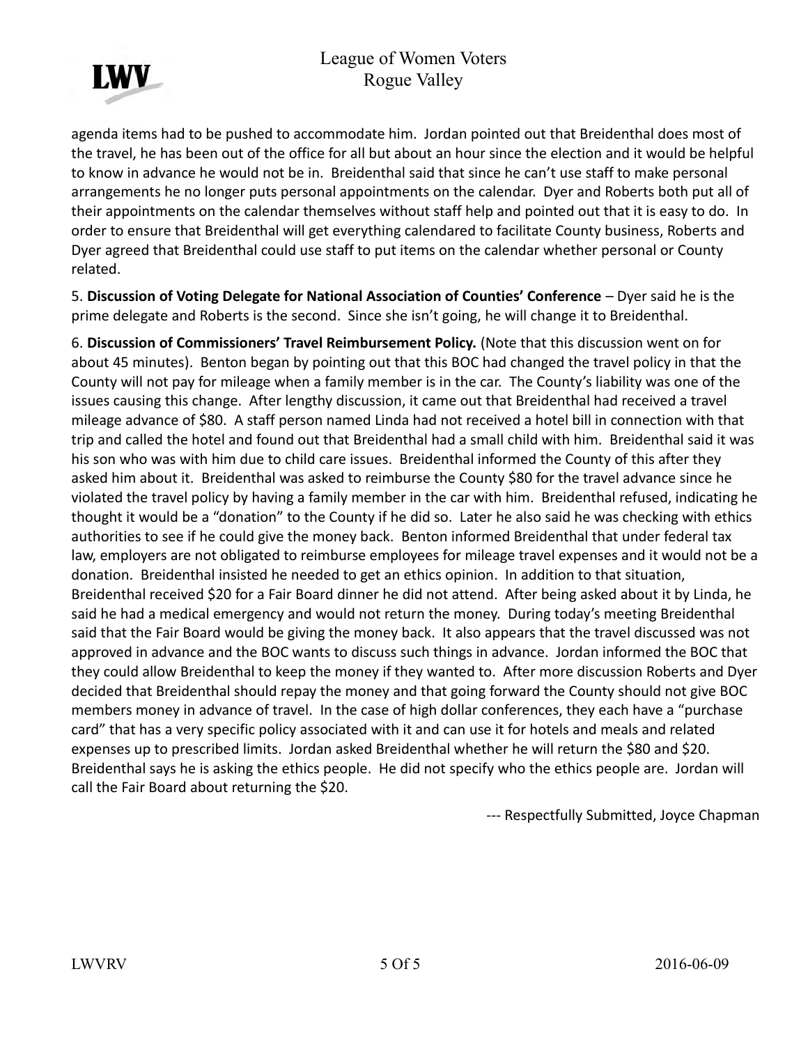agenda items had to be pushed to accommodate him. Jordan pointed out that Breidenthal does most of the travel, he has been out of the office for all but about an hour since the election and it would be helpful to know in advance he would not be in. Breidenthal said that since he can't use staff to make personal arrangements he no longer puts personal appointments on the calendar. Dyer and Roberts both put all of their appointments on the calendar themselves without staff help and pointed out that it is easy to do. In order to ensure that Breidenthal will get everything calendared to facilitate County business, Roberts and Dyer agreed that Breidenthal could use staff to put items on the calendar whether personal or County related.

5. **Discussion of Voting Delegate for National Association of Counties' Conference** – Dyer said he is the prime delegate and Roberts is the second. Since she isn't going, he will change it to Breidenthal.

6. **Discussion of Commissioners' Travel Reimbursement Policy.** (Note that this discussion went on for about 45 minutes). Benton began by pointing out that this BOC had changed the travel policy in that the County will not pay for mileage when a family member is in the car. The County's liability was one of the issues causing this change. After lengthy discussion, it came out that Breidenthal had received a travel mileage advance of $80. A staff person named Linda had not received a hotel bill in connection with that trip and called the hotel and found out that Breidenthal had a small child with him. Breidenthal said it was his son who was with him due to child care issues. Breidenthal informed the County of this after they asked him about it. Breidenthal was asked to reimburse the County $80 for the travel advance since he violated the travel policy by having a family member in the car with him. Breidenthal refused, indicating he thought it would be a "donation" to the County if he did so. Later he also said he was checking with ethics authorities to see if he could give the money back. Benton informed Breidenthal that under federal tax law, employers are not obligated to reimburse employees for mileage travel expenses and it would not be a donation. Breidenthal insisted he needed to get an ethics opinion. In addition to that situation, Breidenthal received $20 for a Fair Board dinner he did not attend. After being asked about it by Linda, he said he had a medical emergency and would not return the money. During today's meeting Breidenthal said that the Fair Board would be giving the money back. It also appears that the travel discussed was not approved in advance and the BOC wants to discuss such things in advance. Jordan informed the BOC that they could allow Breidenthal to keep the money if they wanted to. After more discussion Roberts and Dyer decided that Breidenthal should repay the money and that going forward the County should not give BOC members money in advance of travel. In the case of high dollar conferences, they each have a "purchase card" that has a very specific policy associated with it and can use it for hotels and meals and related expenses up to prescribed limits. Jordan asked Breidenthal whether he will return the $80 and $20. Breidenthal says he is asking the ethics people. He did not specify who the ethics people are. Jordan will call the Fair Board about returning the $20.

--- Respectfully Submitted, Joyce Chapman